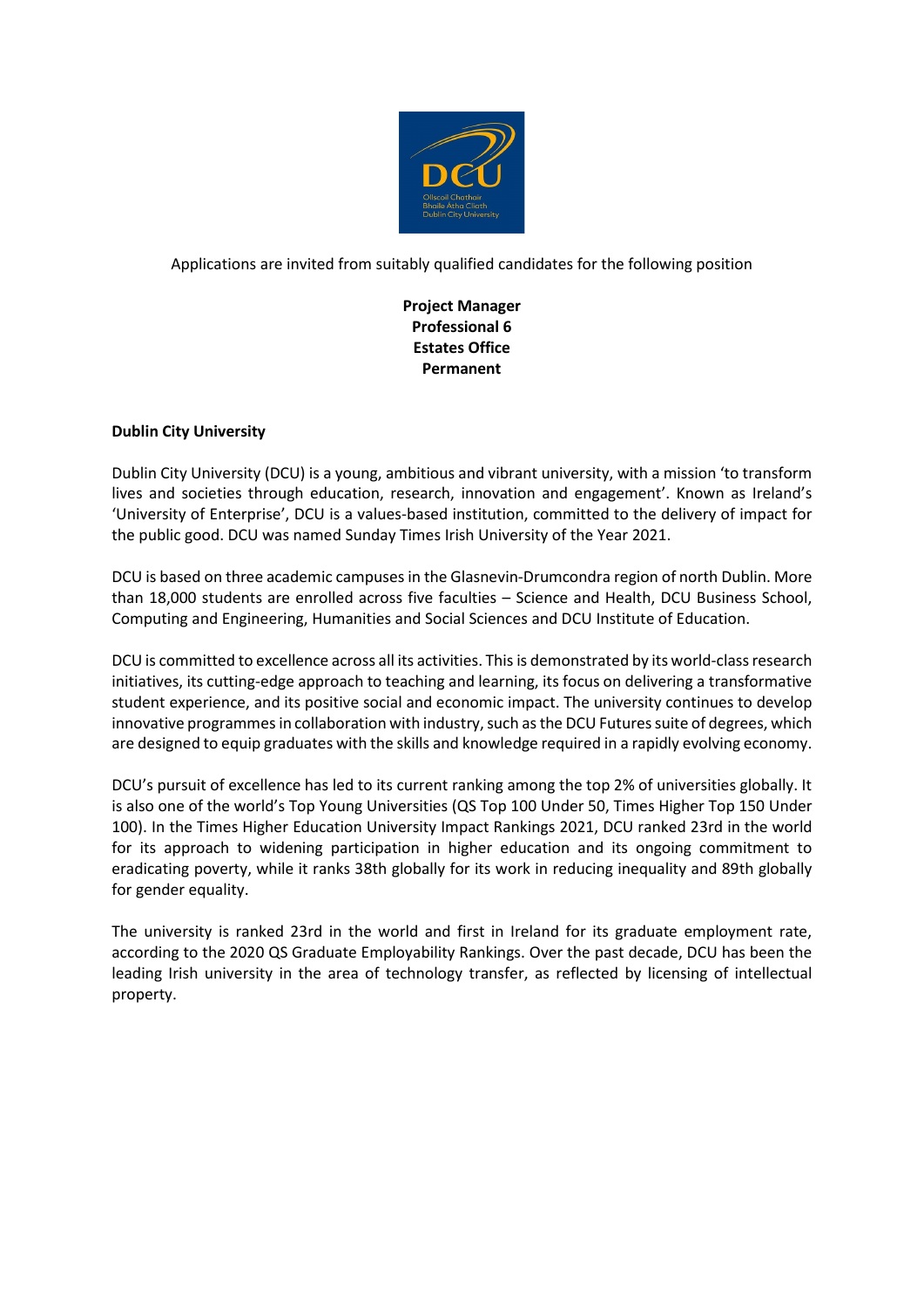Applications are invited from suitably qualified candidates for the following position

**Project Manager**
**Professional 6**
**Estates Office**
**Permanent**

## Dublin City University

Dublin City University (DCU) is a young, ambitious and vibrant university, with a mission 'to transform lives and societies through education, research, innovation and engagement'. Known as Ireland's 'University of Enterprise', DCU is a values-based institution, committed to the delivery of impact for the public good. DCU was named Sunday Times Irish University of the Year 2021.

DCU is based on three academic campuses in the Glasnevin-Drumcondra region of north Dublin. More than 18,000 students are enrolled across five faculties – Science and Health, DCU Business School, Computing and Engineering, Humanities and Social Sciences and DCU Institute of Education.

DCU is committed to excellence across all its activities. This is demonstrated by its world-class research initiatives, its cutting-edge approach to teaching and learning, its focus on delivering a transformative student experience, and its positive social and economic impact. The university continues to develop innovative programmes in collaboration with industry, such as the DCU Futures suite of degrees, which are designed to equip graduates with the skills and knowledge required in a rapidly evolving economy.

DCU's pursuit of excellence has led to its current ranking among the top 2% of universities globally. It is also one of the world's Top Young Universities (QS Top 100 Under 50, Times Higher Top 150 Under 100). In the Times Higher Education University Impact Rankings 2021, DCU ranked 23rd in the world for its approach to widening participation in higher education and its ongoing commitment to eradicating poverty, while it ranks 38th globally for its work in reducing inequality and 89th globally for gender equality.

The university is ranked 23rd in the world and first in Ireland for its graduate employment rate, according to the 2020 QS Graduate Employability Rankings. Over the past decade, DCU has been the leading Irish university in the area of technology transfer, as reflected by licensing of intellectual property.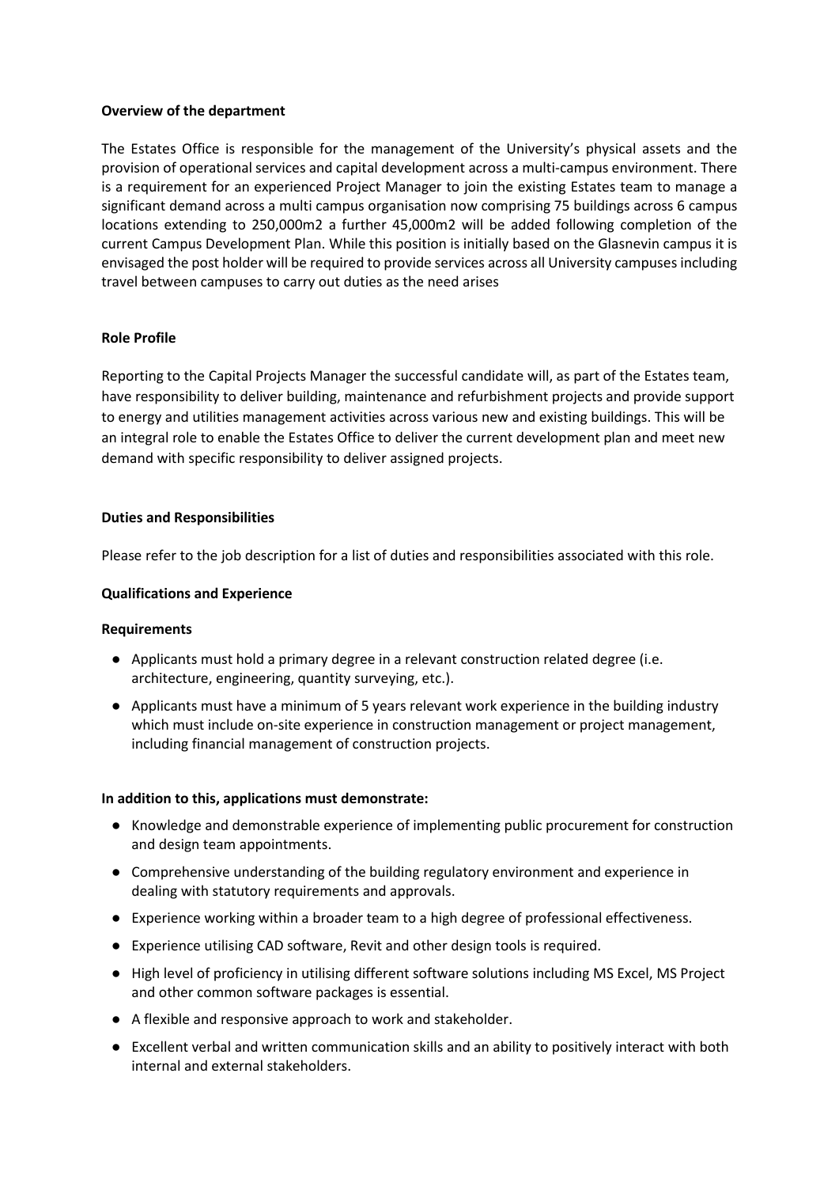**Overview of the department**

The Estates Office is responsible for the management of the University's physical assets and the provision of operational services and capital development across a multi-campus environment. There is a requirement for an experienced Project Manager to join the existing Estates team to manage a significant demand across a multi campus organisation now comprising 75 buildings across 6 campus locations extending to 250,000m2 a further 45,000m2 will be added following completion of the current Campus Development Plan. While this position is initially based on the Glasnevin campus it is envisaged the post holder will be required to provide services across all University campuses including travel between campuses to carry out duties as the need arises

**Role Profile**

Reporting to the Capital Projects Manager the successful candidate will, as part of the Estates team, have responsibility to deliver building, maintenance and refurbishment projects and provide support to energy and utilities management activities across various new and existing buildings. This will be an integral role to enable the Estates Office to deliver the current development plan and meet new demand with specific responsibility to deliver assigned projects.

**Duties and Responsibilities**

Please refer to the job description for a list of duties and responsibilities associated with this role.

**Qualifications and Experience**

**Requirements**

- Applicants must hold a primary degree in a relevant construction related degree (i.e. architecture, engineering, quantity surveying, etc.).
- Applicants must have a minimum of 5 years relevant work experience in the building industry which must include on-site experience in construction management or project management, including financial management of construction projects.

**In addition to this, applications must demonstrate:**

- Knowledge and demonstrable experience of implementing public procurement for construction and design team appointments.
- Comprehensive understanding of the building regulatory environment and experience in dealing with statutory requirements and approvals.
- Experience working within a broader team to a high degree of professional effectiveness.
- Experience utilising CAD software, Revit and other design tools is required.
- High level of proficiency in utilising different software solutions including MS Excel, MS Project and other common software packages is essential.
- A flexible and responsive approach to work and stakeholder.
- Excellent verbal and written communication skills and an ability to positively interact with both internal and external stakeholders.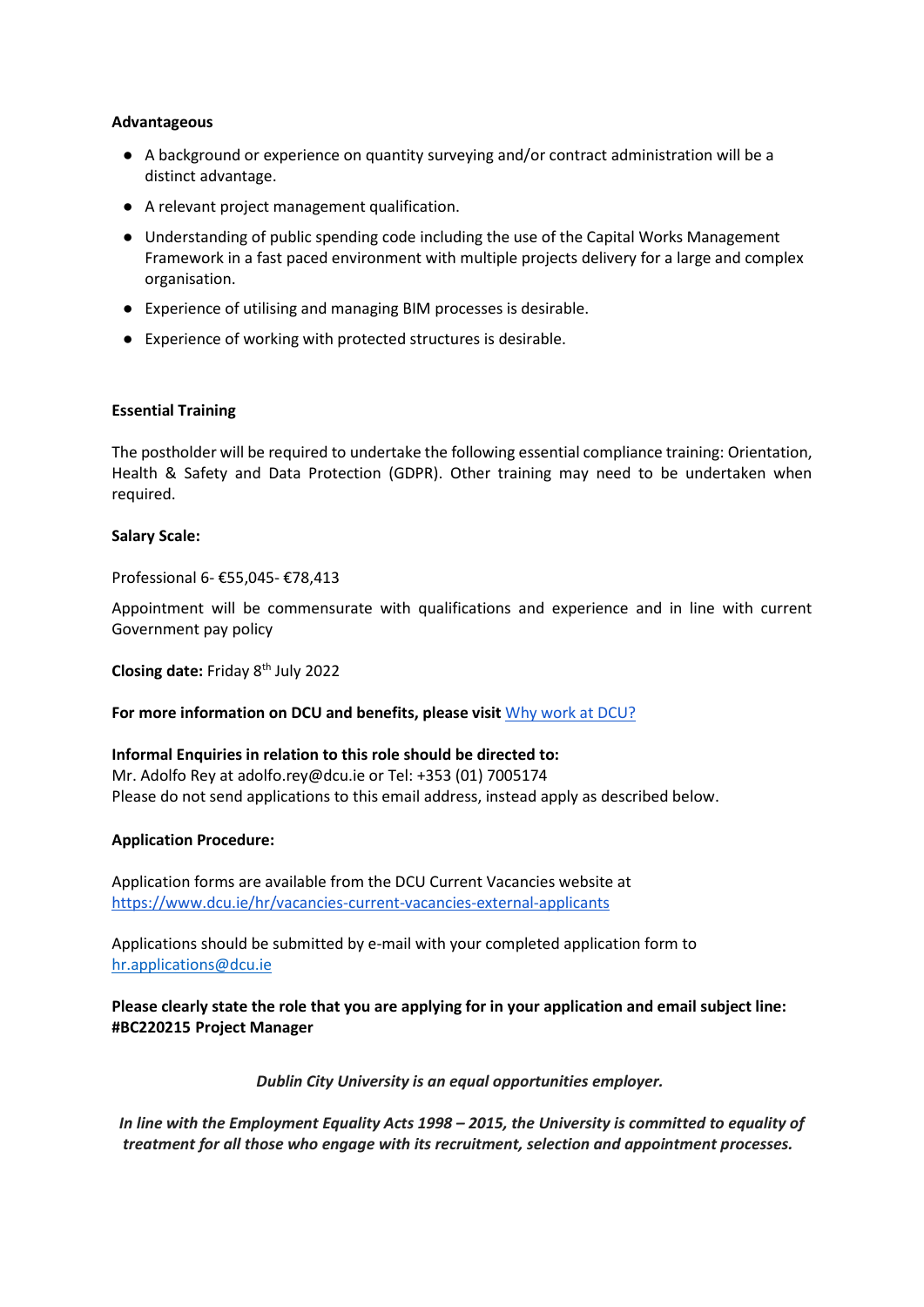**Advantageous**

- A background or experience on quantity surveying and/or contract administration will be a distinct advantage.
- A relevant project management qualification.
- Understanding of public spending code including the use of the Capital Works Management Framework in a fast paced environment with multiple projects delivery for a large and complex organisation.
- Experience of utilising and managing BIM processes is desirable.
- Experience of working with protected structures is desirable.

**Essential Training**

The postholder will be required to undertake the following essential compliance training: Orientation, Health & Safety and Data Protection (GDPR). Other training may need to be undertaken when required.

**Salary Scale:**

Professional 6- €55,045- €78,413

Appointment will be commensurate with qualifications and experience and in line with current Government pay policy

**Closing date:** Friday 8th July 2022

**For more information on DCU and benefits, please visit** [Why work at DCU?]()

**Informal Enquiries in relation to this role should be directed to:**
Mr. Adolfo Rey at adolfo.rey@dcu.ie or Tel: +353 (01) 7005174
Please do not send applications to this email address, instead apply as described below.

**Application Procedure:**

Application forms are available from the DCU Current Vacancies website at
https://www.dcu.ie/hr/vacancies-current-vacancies-external-applicants

Applications should be submitted by e-mail with your completed application form to
hr.applications@dcu.ie

**Please clearly state the role that you are applying for in your application and email subject line: #BC220215 Project Manager**

***Dublin City University is an equal opportunities employer.***

***In line with the Employment Equality Acts 1998 – 2015, the University is committed to equality of treatment for all those who engage with its recruitment, selection and appointment processes.***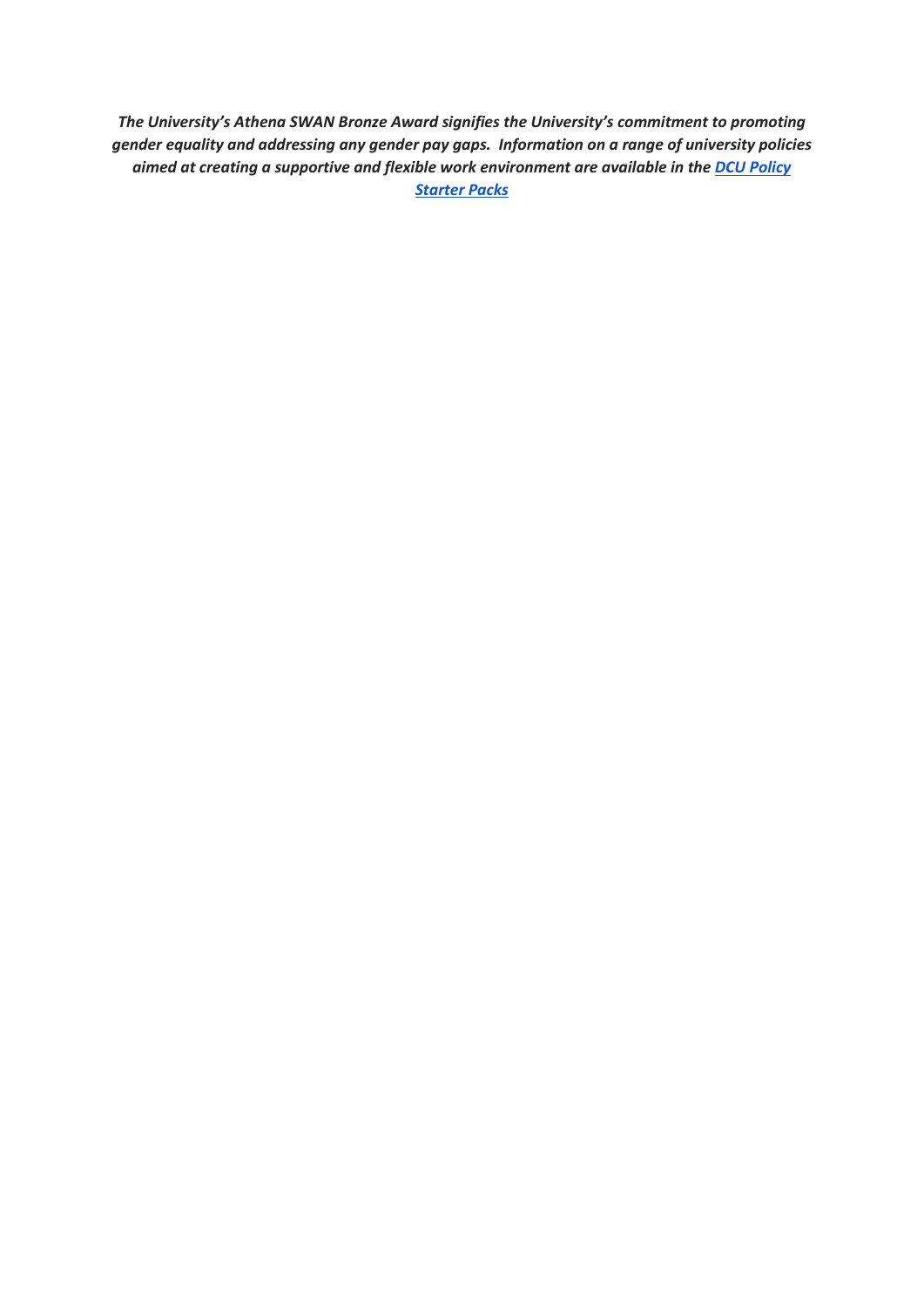***The University's Athena SWAN Bronze Award signifies the University's commitment to promoting gender equality and addressing any gender pay gaps. Information on a range of university policies aimed at creating a supportive and flexible work environment are available in the DCU Policy Starter Packs***